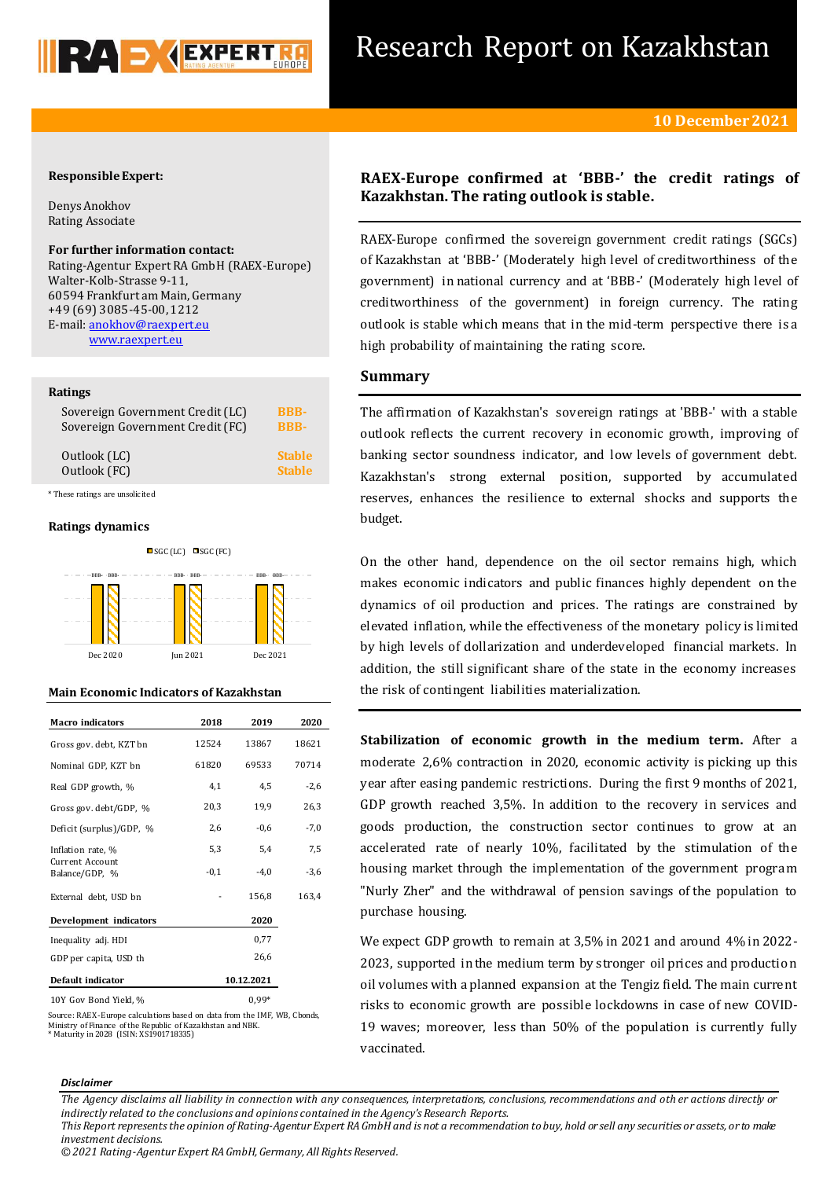# Research Report on Kazakhstan

**10 December 2021**

**Responsible Expert:**

Denys Anokhov
Rating Associate

**For further information contact:**
Rating-Agentur Expert RA GmbH (RAEX-Europe)
Walter-Kolb-Strasse 9-11,
60594 Frankfurt am Main, Germany
+49 (69) 3085-45-00, 1212
E-mail: anokhov@raexpert.eu
www.raexpert.eu

**Ratings**

| | |
|---|---|
| Sovereign Government Credit (LC) | BBB- |
| Sovereign Government Credit (FC) | BBB- |
| Outlook (LC) | Stable |
| Outlook (FC) | Stable |

\* These ratings are unsolicited

**Ratings dynamics**

SGC (LC) / SGC (FC): Dec 2020: BBB- / BBB-; Jun 2021: BBB- / BBB-; Dec 2021: BBB- / BBB-

**Main Economic Indicators of Kazakhstan**

| Macro indicators | 2018 | 2019 | 2020 |
|---|---|---|---|
| Gross gov. debt, KZT bn | 12524 | 13867 | 18621 |
| Nominal GDP, KZT bn | 61820 | 69533 | 70714 |
| Real GDP growth, % | 4,1 | 4,5 | -2,6 |
| Gross gov. debt/GDP, % | 20,3 | 19,9 | 26,3 |
| Deficit (surplus)/GDP, % | 2,6 | -0,6 | -7,0 |
| Inflation rate, % | 5,3 | 5,4 | 7,5 |
| Current Account Balance/GDP, % | -0,1 | -4,0 | -3,6 |
| External debt, USD bn | - | 156,8 | 163,4 |
| **Development indicators** | | | **2020** |
| Inequality adj. HDI | | | 0,77 |
| GDP per capita, USD th | | | 26,6 |
| **Default indicator** | | | **10.12.2021** |
| 10Y Gov Bond Yield, % | | | 0,99* |

Source: RAEX-Europe calculations based on data from the IMF, WB, Cbonds, Ministry of Finance of the Republic of Kazakhstan and NBK.
\* Maturity in 2028 (ISIN: XS1901718335)

## RAEX-Europe confirmed at 'BBB-' the credit ratings of Kazakhstan. The rating outlook is stable.

RAEX-Europe confirmed the sovereign government credit ratings (SGCs) of Kazakhstan at 'BBB-' (Moderately high level of creditworthiness of the government) in national currency and at 'BBB-' (Moderately high level of creditworthiness of the government) in foreign currency. The rating outlook is stable which means that in the mid-term perspective there is a high probability of maintaining the rating score.

## Summary

The affirmation of Kazakhstan's sovereign ratings at 'BBB-' with a stable outlook reflects the current recovery in economic growth, improving of banking sector soundness indicator, and low levels of government debt. Kazakhstan's strong external position, supported by accumulated reserves, enhances the resilience to external shocks and supports the budget.

On the other hand, dependence on the oil sector remains high, which makes economic indicators and public finances highly dependent on the dynamics of oil production and prices. The ratings are constrained by elevated inflation, while the effectiveness of the monetary policy is limited by high levels of dollarization and underdeveloped financial markets. In addition, the still significant share of the state in the economy increases the risk of contingent liabilities materialization.

**Stabilization of economic growth in the medium term.** After a moderate 2,6% contraction in 2020, economic activity is picking up this year after easing pandemic restrictions. During the first 9 months of 2021, GDP growth reached 3,5%. In addition to the recovery in services and goods production, the construction sector continues to grow at an accelerated rate of nearly 10%, facilitated by the stimulation of the housing market through the implementation of the government program "Nurly Zher" and the withdrawal of pension savings of the population to purchase housing.

We expect GDP growth to remain at 3,5% in 2021 and around 4% in 2022-2023, supported in the medium term by stronger oil prices and production oil volumes with a planned expansion at the Tengiz field. The main current risks to economic growth are possible lockdowns in case of new COVID-19 waves; moreover, less than 50% of the population is currently fully vaccinated.

*Disclaimer*

*The Agency disclaims all liability in connection with any consequences, interpretations, conclusions, recommendations and other actions directly or indirectly related to the conclusions and opinions contained in the Agency's Research Reports.*
*This Report represents the opinion of Rating-Agentur Expert RA GmbH and is not a recommendation to buy, hold or sell any securities or assets, or to make investment decisions.*
*© 2021 Rating-Agentur Expert RA GmbH, Germany, All Rights Reserved.*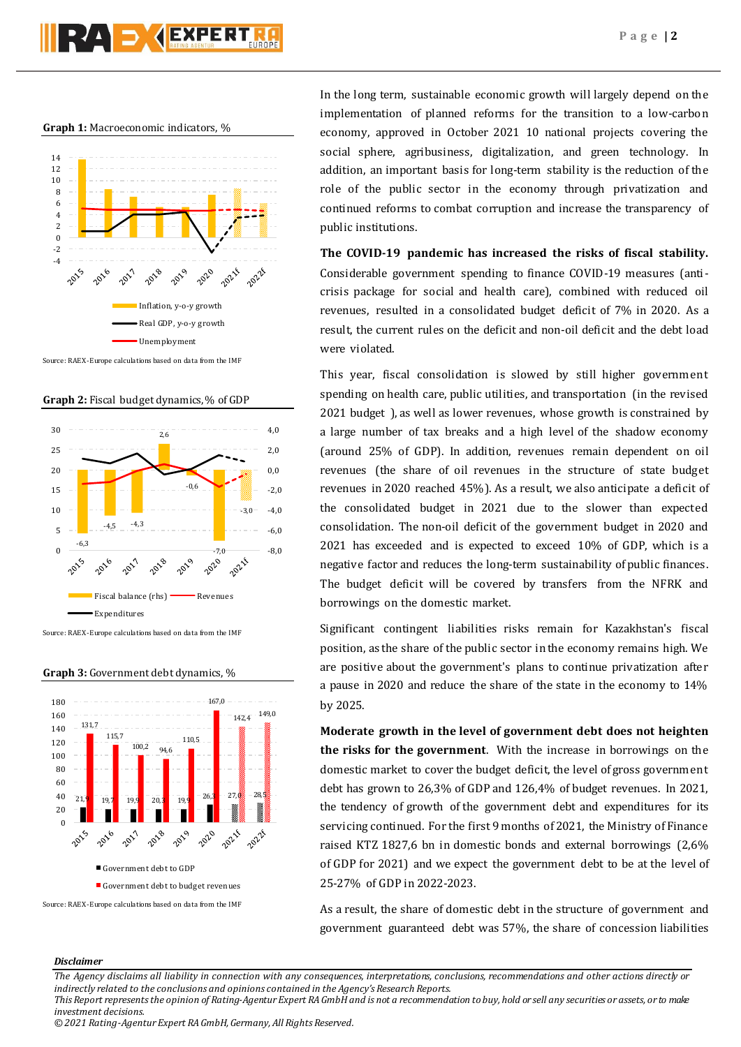**Graph 1:** Macroeconomic indicators, %

Source: RAEX-Europe calculations based on data from the IMF

**Graph 2:** Fiscal budget dynamics, % of GDP

Source: RAEX-Europe calculations based on data from the IMF

**Graph 3:** Government debt dynamics, %

Source: RAEX-Europe calculations based on data from the IMF

In the long term, sustainable economic growth will largely depend on the implementation of planned reforms for the transition to a low-carbon economy, approved in October 2021 10 national projects covering the social sphere, agribusiness, digitalization, and green technology. In addition, an important basis for long-term stability is the reduction of the role of the public sector in the economy through privatization and continued reforms to combat corruption and increase the transparency of public institutions.

**The COVID-19 pandemic has increased the risks of fiscal stability.** Considerable government spending to finance COVID-19 measures (anti-crisis package for social and health care), combined with reduced oil revenues, resulted in a consolidated budget deficit of 7% in 2020. As a result, the current rules on the deficit and non-oil deficit and the debt load were violated.

This year, fiscal consolidation is slowed by still higher government spending on health care, public utilities, and transportation (in the revised 2021 budget ), as well as lower revenues, whose growth is constrained by a large number of tax breaks and a high level of the shadow economy (around 25% of GDP). In addition, revenues remain dependent on oil revenues (the share of oil revenues in the structure of state budget revenues in 2020 reached 45%). As a result, we also anticipate a deficit of the consolidated budget in 2021 due to the slower than expected consolidation. The non-oil deficit of the government budget in 2020 and 2021 has exceeded and is expected to exceed 10% of GDP, which is a negative factor and reduces the long-term sustainability of public finances. The budget deficit will be covered by transfers from the NFRK and borrowings on the domestic market.

Significant contingent liabilities risks remain for Kazakhstan's fiscal position, as the share of the public sector in the economy remains high. We are positive about the government's plans to continue privatization after a pause in 2020 and reduce the share of the state in the economy to 14% by 2025.

**Moderate growth in the level of government debt does not heighten the risks for the government**. With the increase in borrowings on the domestic market to cover the budget deficit, the level of gross government debt has grown to 26,3% of GDP and 126,4% of budget revenues. In 2021, the tendency of growth of the government debt and expenditures for its servicing continued. For the first 9 months of 2021, the Ministry of Finance raised KTZ 1827,6 bn in domestic bonds and external borrowings (2,6% of GDP for 2021) and we expect the government debt to be at the level of 25-27% of GDP in 2022-2023.

As a result, the share of domestic debt in the structure of government and government guaranteed debt was 57%, the share of concession liabilities

***Disclaimer***

*The Agency disclaims all liability in connection with any consequences, interpretations, conclusions, recommendations and other actions directly or indirectly related to the conclusions and opinions contained in the Agency's Research Reports.*
*This Report represents the opinion of Rating-Agentur Expert RA GmbH and is not a recommendation to buy, hold or sell any securities or assets, or to make investment decisions.*
*© 2021 Rating-Agentur Expert RA GmbH, Germany, All Rights Reserved.*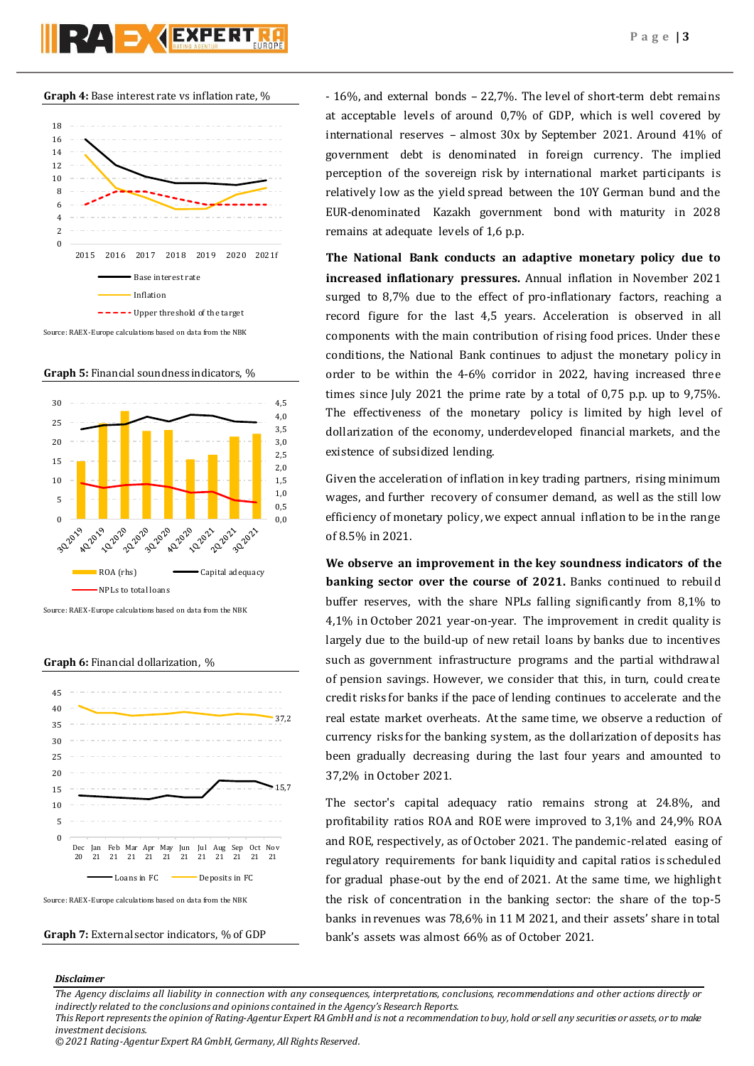**Graph 4:** Base interest rate vs inflation rate, %

Source: RAEX-Europe calculations based on data from the NBK

**Graph 5:** Financial soundness indicators, %

Source: RAEX-Europe calculations based on data from the NBK

**Graph 6:** Financial dollarization, %

Source: RAEX-Europe calculations based on data from the NBK

**Graph 7:** External sector indicators, % of GDP

- 16%, and external bonds – 22,7%. The level of short-term debt remains at acceptable levels of around 0,7% of GDP, which is well covered by international reserves – almost 30x by September 2021. Around 41% of government debt is denominated in foreign currency. The implied perception of the sovereign risk by international market participants is relatively low as the yield spread between the 10Y German bund and the EUR-denominated Kazakh government bond with maturity in 2028 remains at adequate levels of 1,6 p.p.

**The National Bank conducts an adaptive monetary policy due to increased inflationary pressures.** Annual inflation in November 2021 surged to 8,7% due to the effect of pro-inflationary factors, reaching a record figure for the last 4,5 years. Acceleration is observed in all components with the main contribution of rising food prices. Under these conditions, the National Bank continues to adjust the monetary policy in order to be within the 4-6% corridor in 2022, having increased three times since July 2021 the prime rate by a total of 0,75 p.p. up to 9,75%. The effectiveness of the monetary policy is limited by high level of dollarization of the economy, underdeveloped financial markets, and the existence of subsidized lending.

Given the acceleration of inflation in key trading partners, rising minimum wages, and further recovery of consumer demand, as well as the still low efficiency of monetary policy, we expect annual inflation to be in the range of 8.5% in 2021.

**We observe an improvement in the key soundness indicators of the banking sector over the course of 2021.** Banks continued to rebuild buffer reserves, with the share NPLs falling significantly from 8,1% to 4,1% in October 2021 year-on-year. The improvement in credit quality is largely due to the build-up of new retail loans by banks due to incentives such as government infrastructure programs and the partial withdrawal of pension savings. However, we consider that this, in turn, could create credit risks for banks if the pace of lending continues to accelerate and the real estate market overheats. At the same time, we observe a reduction of currency risks for the banking system, as the dollarization of deposits has been gradually decreasing during the last four years and amounted to 37,2% in October 2021.

The sector's capital adequacy ratio remains strong at 24.8%, and profitability ratios ROA and ROE were improved to 3,1% and 24,9% ROA and ROE, respectively, as of October 2021. The pandemic-related easing of regulatory requirements for bank liquidity and capital ratios is scheduled for gradual phase-out by the end of 2021. At the same time, we highlight the risk of concentration in the banking sector: the share of the top-5 banks in revenues was 78,6% in 11 M 2021, and their assets' share in total bank's assets was almost 66% as of October 2021.

***Disclaimer***

*The Agency disclaims all liability in connection with any consequences, interpretations, conclusions, recommendations and other actions directly or indirectly related to the conclusions and opinions contained in the Agency's Research Reports.*
*This Report represents the opinion of Rating-Agentur Expert RA GmbH and is not a recommendation to buy, hold or sell any securities or assets, or to make investment decisions.*
*© 2021 Rating-Agentur Expert RA GmbH, Germany, All Rights Reserved.*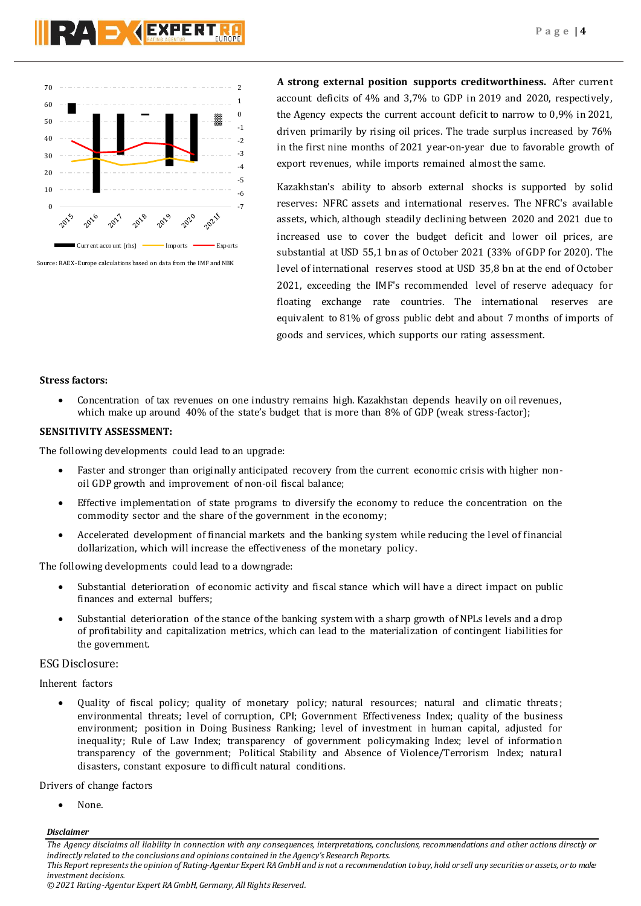Source: RAEX-Europe calculations based on data from the IMF and NBK

**A strong external position supports creditworthiness.** After current account deficits of 4% and 3,7% to GDP in 2019 and 2020, respectively, the Agency expects the current account deficit to narrow to 0,9% in 2021, driven primarily by rising oil prices. The trade surplus increased by 76% in the first nine months of 2021 year-on-year due to favorable growth of export revenues, while imports remained almost the same.

Kazakhstan's ability to absorb external shocks is supported by solid reserves: NFRC assets and international reserves. The NFRC's available assets, which, although steadily declining between 2020 and 2021 due to increased use to cover the budget deficit and lower oil prices, are substantial at USD 55,1 bn as of October 2021 (33% of GDP for 2020). The level of international reserves stood at USD 35,8 bn at the end of October 2021, exceeding the IMF's recommended level of reserve adequacy for floating exchange rate countries. The international reserves are equivalent to 81% of gross public debt and about 7 months of imports of goods and services, which supports our rating assessment.

**Stress factors:**

- Concentration of tax revenues on one industry remains high. Kazakhstan depends heavily on oil revenues, which make up around 40% of the state's budget that is more than 8% of GDP (weak stress-factor);

**SENSITIVITY ASSESSMENT:**

The following developments could lead to an upgrade:

- Faster and stronger than originally anticipated recovery from the current economic crisis with higher non-oil GDP growth and improvement of non-oil fiscal balance;
- Effective implementation of state programs to diversify the economy to reduce the concentration on the commodity sector and the share of the government in the economy;
- Accelerated development of financial markets and the banking system while reducing the level of financial dollarization, which will increase the effectiveness of the monetary policy.

The following developments could lead to a downgrade:

- Substantial deterioration of economic activity and fiscal stance which will have a direct impact on public finances and external buffers;
- Substantial deterioration of the stance of the banking system with a sharp growth of NPLs levels and a drop of profitability and capitalization metrics, which can lead to the materialization of contingent liabilities for the government.

ESG Disclosure:

Inherent factors

- Quality of fiscal policy; quality of monetary policy; natural resources; natural and climatic threats; environmental threats; level of corruption, CPI; Government Effectiveness Index; quality of the business environment; position in Doing Business Ranking; level of investment in human capital, adjusted for inequality; Rule of Law Index; transparency of government policymaking Index; level of information transparency of the government; Political Stability and Absence of Violence/Terrorism Index; natural disasters, constant exposure to difficult natural conditions.

Drivers of change factors

- None.

***Disclaimer***

*The Agency disclaims all liability in connection with any consequences, interpretations, conclusions, recommendations and other actions directly or indirectly related to the conclusions and opinions contained in the Agency's Research Reports.*

*This Report represents the opinion of Rating-Agentur Expert RA GmbH and is not a recommendation to buy, hold or sell any securities or assets, or to make investment decisions.*

*© 2021 Rating-Agentur Expert RA GmbH, Germany, All Rights Reserved.*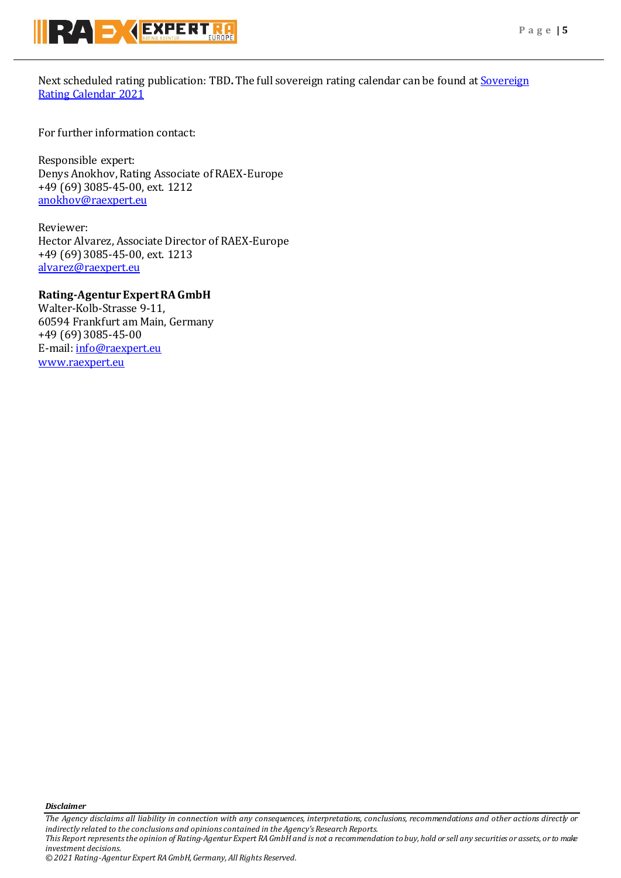Next scheduled rating publication: TBD**.** The full sovereign rating calendar can be found at [Sovereign Rating Calendar 2021]()

For further information contact:

Responsible expert:
Denys Anokhov, Rating Associate of RAEX-Europe
+49 (69) 3085-45-00, ext. 1212
[anokhov@raexpert.eu](mailto:anokhov@raexpert.eu)

Reviewer:
Hector Alvarez, Associate Director of RAEX-Europe
+49 (69) 3085-45-00, ext. 1213
[alvarez@raexpert.eu](mailto:alvarez@raexpert.eu)

**Rating-Agentur Expert RA GmbH**
Walter-Kolb-Strasse 9-11,
60594 Frankfurt am Main, Germany
+49 (69) 3085-45-00
E-mail: [info@raexpert.eu](mailto:info@raexpert.eu)
[www.raexpert.eu](http://www.raexpert.eu)

***Disclaimer***

*The Agency disclaims all liability in connection with any consequences, interpretations, conclusions, recommendations and other actions directly or indirectly related to the conclusions and opinions contained in the Agency's Research Reports.*
*This Report represents the opinion of Rating-Agentur Expert RA GmbH and is not a recommendation to buy, hold or sell any securities or assets, or to make investment decisions.*
*© 2021 Rating-Agentur Expert RA GmbH, Germany, All Rights Reserved.*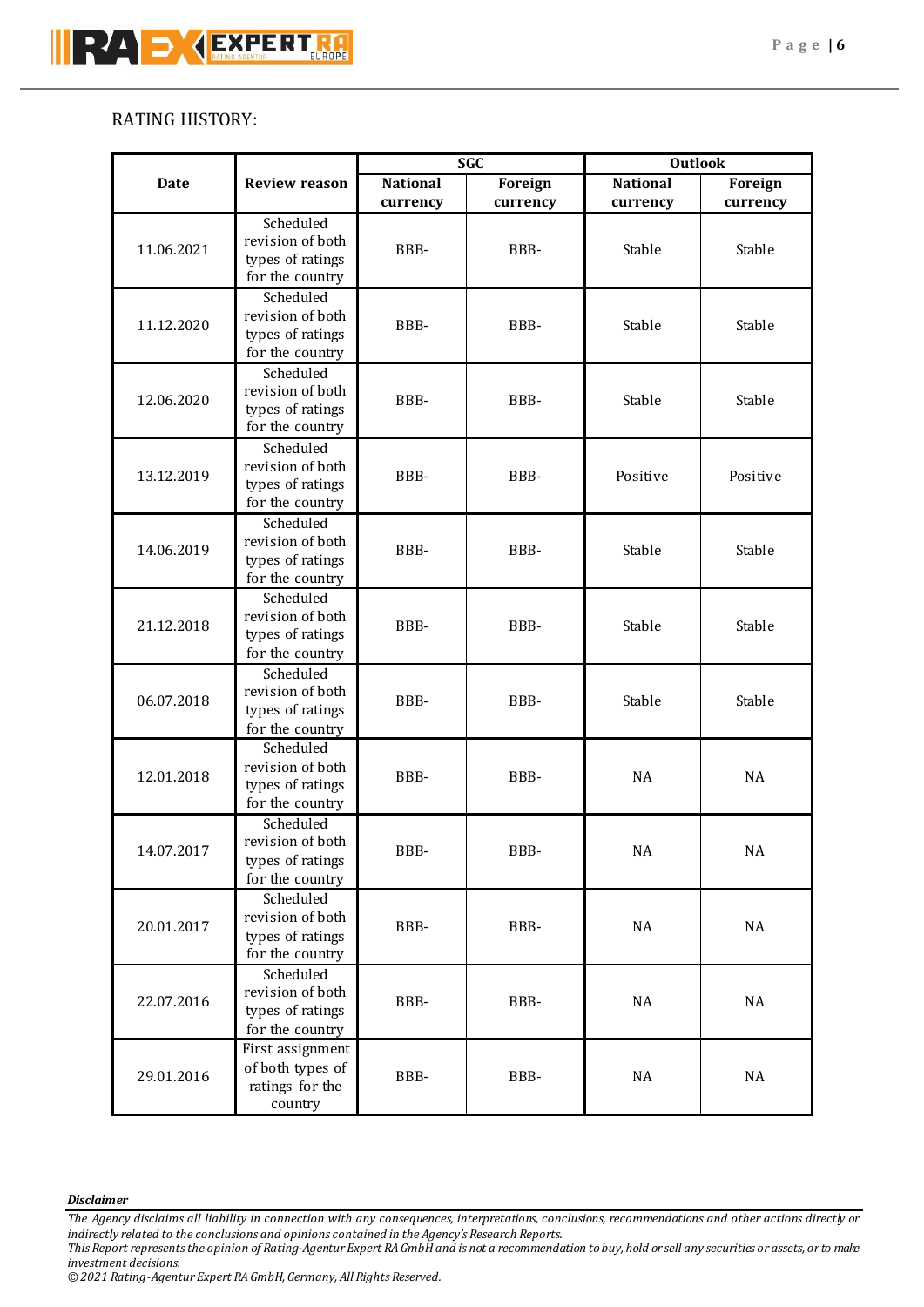RATING HISTORY:

| Date | Review reason | SGC | | Outlook | |
|---|---|---|---|---|---|
| | | National currency | Foreign currency | National currency | Foreign currency |
| 11.06.2021 | Scheduled revision of both types of ratings for the country | BBB- | BBB- | Stable | Stable |
| 11.12.2020 | Scheduled revision of both types of ratings for the country | BBB- | BBB- | Stable | Stable |
| 12.06.2020 | Scheduled revision of both types of ratings for the country | BBB- | BBB- | Stable | Stable |
| 13.12.2019 | Scheduled revision of both types of ratings for the country | BBB- | BBB- | Positive | Positive |
| 14.06.2019 | Scheduled revision of both types of ratings for the country | BBB- | BBB- | Stable | Stable |
| 21.12.2018 | Scheduled revision of both types of ratings for the country | BBB- | BBB- | Stable | Stable |
| 06.07.2018 | Scheduled revision of both types of ratings for the country | BBB- | BBB- | Stable | Stable |
| 12.01.2018 | Scheduled revision of both types of ratings for the country | BBB- | BBB- | NA | NA |
| 14.07.2017 | Scheduled revision of both types of ratings for the country | BBB- | BBB- | NA | NA |
| 20.01.2017 | Scheduled revision of both types of ratings for the country | BBB- | BBB- | NA | NA |
| 22.07.2016 | Scheduled revision of both types of ratings for the country | BBB- | BBB- | NA | NA |
| 29.01.2016 | First assignment of both types of ratings for the country | BBB- | BBB- | NA | NA |

***Disclaimer***

*The Agency disclaims all liability in connection with any consequences, interpretations, conclusions, recommendations and other actions directly or indirectly related to the conclusions and opinions contained in the Agency's Research Reports.*
*This Report represents the opinion of Rating-Agentur Expert RA GmbH and is not a recommendation to buy, hold or sell any securities or assets, or to make investment decisions.*
*© 2021 Rating-Agentur Expert RA GmbH, Germany, All Rights Reserved.*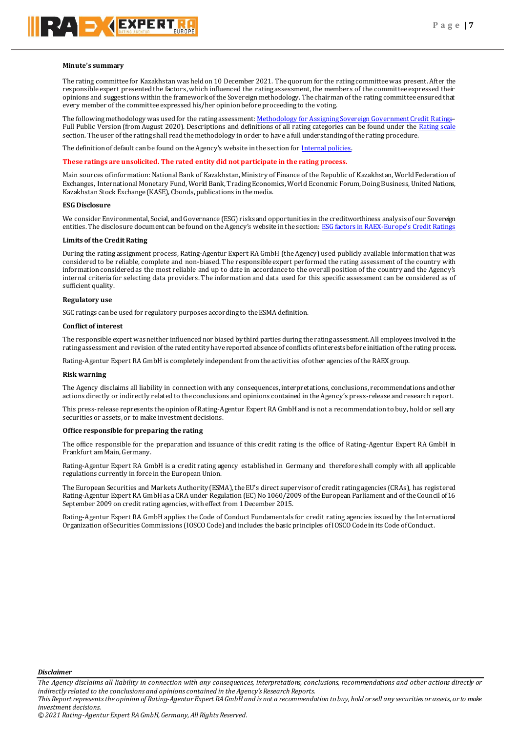**Minute's summary**

The rating committee for Kazakhstan was held on 10 December 2021. The quorum for the rating committee was present. After the responsible expert presented the factors, which influenced the rating assessment, the members of the committee expressed their opinions and suggestions within the framework of the Sovereign methodology. The chairman of the rating committee ensured that every member of the committee expressed his/her opinion before proceeding to the voting.

The following methodology was used for the rating assessment: Methodology for Assigning Sovereign Government Credit Ratings – Full Public Version (from August 2020). Descriptions and definitions of all rating categories can be found under the Rating scale section. The user of the rating shall read the methodology in order to have a full understanding of the rating procedure.

The definition of default can be found on the Agency's website in the section for Internal policies.

**These ratings are unsolicited. The rated entity did not participate in the rating process.**

Main sources of information: National Bank of Kazakhstan, Ministry of Finance of the Republic of Kazakhstan, World Federation of Exchanges, International Monetary Fund, World Bank, Trading Economics, World Economic Forum, Doing Business, United Nations, Kazakhstan Stock Exchange (KASE), Cbonds, publications in the media.

**ESG Disclosure**

We consider Environmental, Social, and Governance (ESG) risks and opportunities in the creditworthiness analysis of our Sovereign entities. The disclosure document can be found on the Agency's website in the section: ESG factors in RAEX-Europe's Credit Ratings

**Limits of the Credit Rating**

During the rating assignment process, Rating-Agentur Expert RA GmbH (the Agency) used publicly available information that was considered to be reliable, complete and non-biased. The responsible expert performed the rating assessment of the country with information considered as the most reliable and up to date in accordance to the overall position of the country and the Agency's internal criteria for selecting data providers. The information and data used for this specific assessment can be considered as of sufficient quality.

**Regulatory use**

SGC ratings can be used for regulatory purposes according to the ESMA definition.

**Conflict of interest**

The responsible expert was neither influenced nor biased by third parties during the rating assessment. All employees involved in the rating assessment and revision of the rated entity have reported absence of conflicts of interests before initiation of the rating process.

Rating-Agentur Expert RA GmbH is completely independent from the activities of other agencies of the RAEX group.

**Risk warning**

The Agency disclaims all liability in connection with any consequences, interpretations, conclusions, recommendations and other actions directly or indirectly related to the conclusions and opinions contained in the Agency's press-release and research report.

This press-release represents the opinion of Rating-Agentur Expert RA GmbH and is not a recommendation to buy, hold or sell any securities or assets, or to make investment decisions.

**Office responsible for preparing the rating**

The office responsible for the preparation and issuance of this credit rating is the office of Rating-Agentur Expert RA GmbH in Frankfurt am Main, Germany.

Rating-Agentur Expert RA GmbH is a credit rating agency established in Germany and therefore shall comply with all applicable regulations currently in force in the European Union.

The European Securities and Markets Authority (ESMA), the EU's direct supervisor of credit rating agencies (CRAs), has registered Rating-Agentur Expert RA GmbH as a CRA under Regulation (EC) No 1060/2009 of the European Parliament and of the Council of 16 September 2009 on credit rating agencies, with effect from 1 December 2015.

Rating-Agentur Expert RA GmbH applies the Code of Conduct Fundamentals for credit rating agencies issued by the International Organization of Securities Commissions (IOSCO Code) and includes the basic principles of IOSCO Code in its Code of Conduct.

***Disclaimer***

*The Agency disclaims all liability in connection with any consequences, interpretations, conclusions, recommendations and other actions directly or indirectly related to the conclusions and opinions contained in the Agency's Research Reports.*
*This Report represents the opinion of Rating-Agentur Expert RA GmbH and is not a recommendation to buy, hold or sell any securities or assets, or to make investment decisions.*
*© 2021 Rating-Agentur Expert RA GmbH, Germany, All Rights Reserved.*